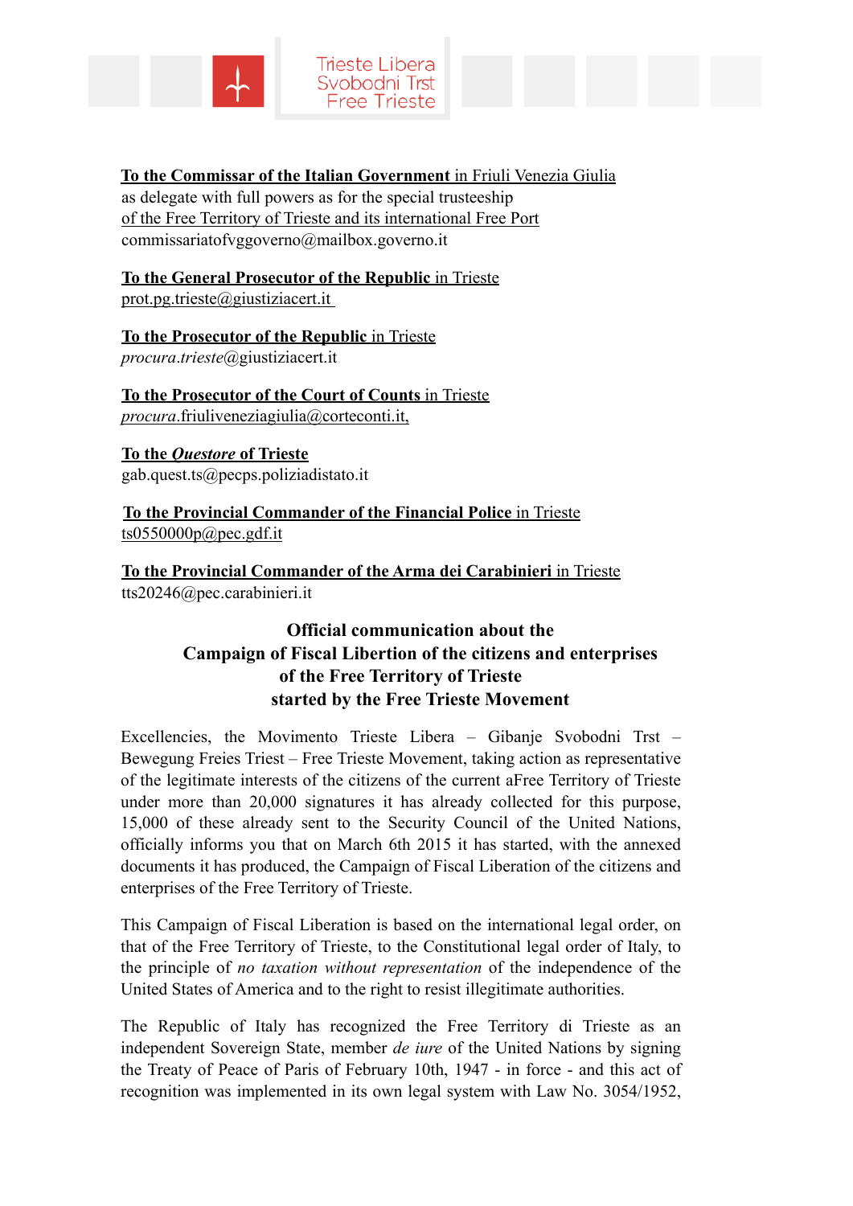Trieste Libera
Svobodni Trst
Free Trieste

**To the Commissar of the Italian Government** in Friuli Venezia Giulia
as delegate with full powers as for the special trusteeship
of the Free Territory of Trieste and its international Free Port
commissariatofvggoverno@mailbox.governo.it

**To the General Prosecutor of the Republic** in Trieste
prot.pg.trieste@giustiziacert.it

**To the Prosecutor of the Republic** in Trieste
*procura.trieste*@giustiziacert.it

**To the Prosecutor of the Court of Counts** in Trieste
*procura*.friuliveneziagiulia@corteconti.it,

**To the *Questore* of Trieste**
gab.quest.ts@pecps.poliziadistato.it

**To the Provincial Commander of the Financial Police** in Trieste
ts0550000p@pec.gdf.it

**To the Provincial Commander of the Arma dei Carabinieri** in Trieste
tts20246@pec.carabinieri.it

**Official communication about the**
**Campaign of Fiscal Libertion of the citizens and enterprises**
**of the Free Territory of Trieste**
**started by the Free Trieste Movement**

Excellencies, the Movimento Trieste Libera – Gibanje Svobodni Trst – Bewegung Freies Triest – Free Trieste Movement, taking action as representative of the legitimate interests of the citizens of the current aFree Territory of Trieste under more than 20,000 signatures it has already collected for this purpose, 15,000 of these already sent to the Security Council of the United Nations, officially informs you that on March 6th 2015 it has started, with the annexed documents it has produced, the Campaign of Fiscal Liberation of the citizens and enterprises of the Free Territory of Trieste.

This Campaign of Fiscal Liberation is based on the international legal order, on that of the Free Territory of Trieste, to the Constitutional legal order of Italy, to the principle of *no taxation without representation* of the independence of the United States of America and to the right to resist illegitimate authorities.

The Republic of Italy has recognized the Free Territory di Trieste as an independent Sovereign State, member *de iure* of the United Nations by signing the Treaty of Peace of Paris of February 10th, 1947 - in force - and this act of recognition was implemented in its own legal system with Law No. 3054/1952,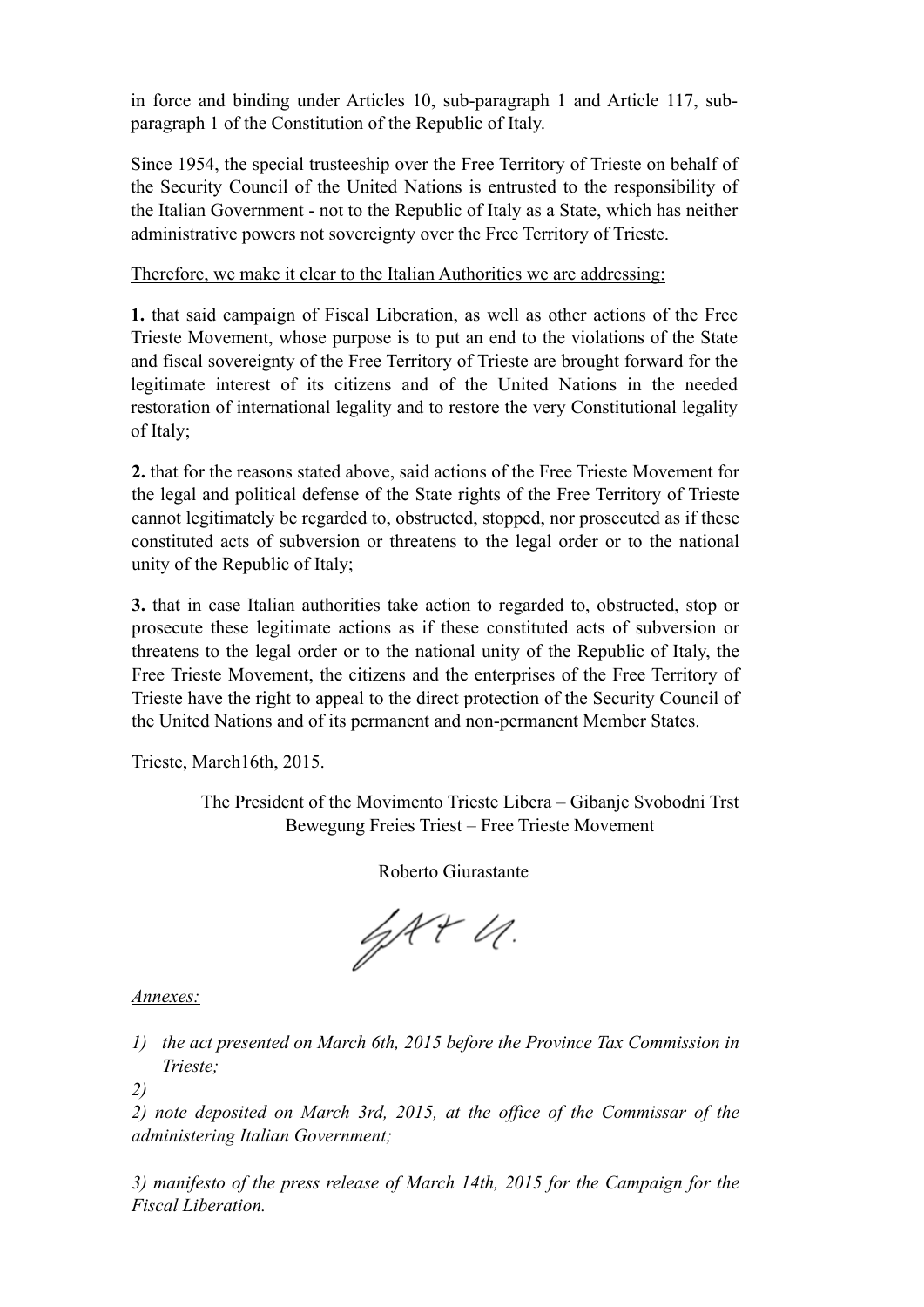in force and binding under Articles 10, sub-paragraph 1 and Article 117, sub-paragraph 1 of the Constitution of the Republic of Italy.

Since 1954, the special trusteeship over the Free Territory of Trieste on behalf of the Security Council of the United Nations is entrusted to the responsibility of the Italian Government - not to the Republic of Italy as a State, which has neither administrative powers not sovereignty over the Free Territory of Trieste.

Therefore, we make it clear to the Italian Authorities we are addressing:

**1.** that said campaign of Fiscal Liberation, as well as other actions of the Free Trieste Movement, whose purpose is to put an end to the violations of the State and fiscal sovereignty of the Free Territory of Trieste are brought forward for the legitimate interest of its citizens and of the United Nations in the needed restoration of international legality and to restore the very Constitutional legality of Italy;

**2.** that for the reasons stated above, said actions of the Free Trieste Movement for the legal and political defense of the State rights of the Free Territory of Trieste cannot legitimately be regarded to, obstructed, stopped, nor prosecuted as if these constituted acts of subversion or threatens to the legal order or to the national unity of the Republic of Italy;

**3.** that in case Italian authorities take action to regarded to, obstructed, stop or prosecute these legitimate actions as if these constituted acts of subversion or threatens to the legal order or to the national unity of the Republic of Italy, the Free Trieste Movement, the citizens and the enterprises of the Free Territory of Trieste have the right to appeal to the direct protection of the Security Council of the United Nations and of its permanent and non-permanent Member States.

Trieste, March16th, 2015.

The President of the Movimento Trieste Libera – Gibanje Svobodni Trst
Bewegung Freies Triest – Free Trieste Movement

Roberto Giurastante

*Annexes:*

1) *the act presented on March 6th, 2015 before the Province Tax Commission in Trieste;*

2)

*2) note deposited on March 3rd, 2015, at the office of the Commissar of the administering Italian Government;*

*3) manifesto of the press release of March 14th, 2015 for the Campaign for the Fiscal Liberation.*